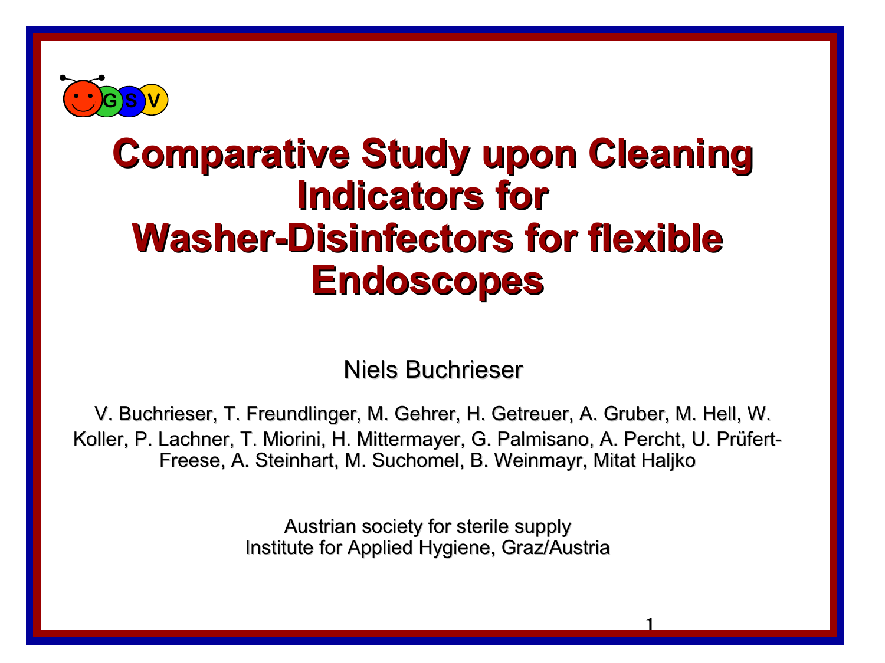GSV

# Comparative Study upon Cleaning Indicators for Washer-Disinfectors for flexible Endoscopes

Niels Buchrieser

V. Buchrieser, T. Freundlinger, M. Gehrer, H. Getreuer, A. Gruber, M. Hell, W. Koller, P. Lachner, T. Miorini, H. Mittermayer, G. Palmisano, A. Percht, U. Prüfert-Freese, A. Steinhart, M. Suchomel, B. Weinmayr, Mitat Haljko

Austrian society for sterile supply
Institute for Applied Hygiene, Graz/Austria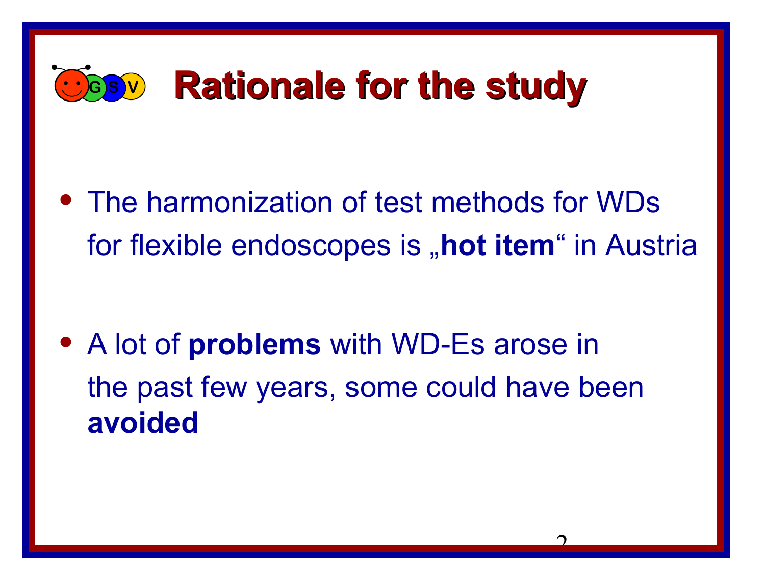# Rationale for the study

- The harmonization of test methods for WDs for flexible endoscopes is „**hot item**“ in Austria

- A lot of **problems** with WD-Es arose in the past few years, some could have been **avoided**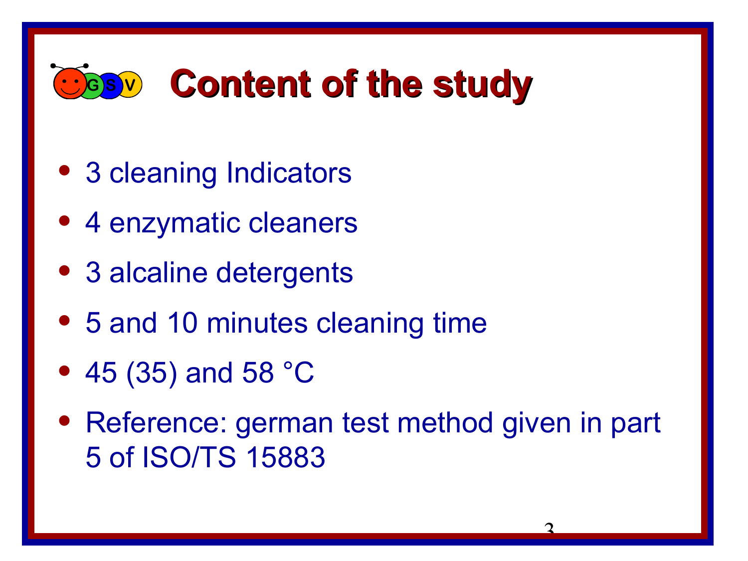# Content of the study

- 3 cleaning Indicators
- 4 enzymatic cleaners
- 3 alcaline detergents
- 5 and 10 minutes cleaning time
- 45 (35) and 58 °C
- Reference: german test method given in part 5 of ISO/TS 15883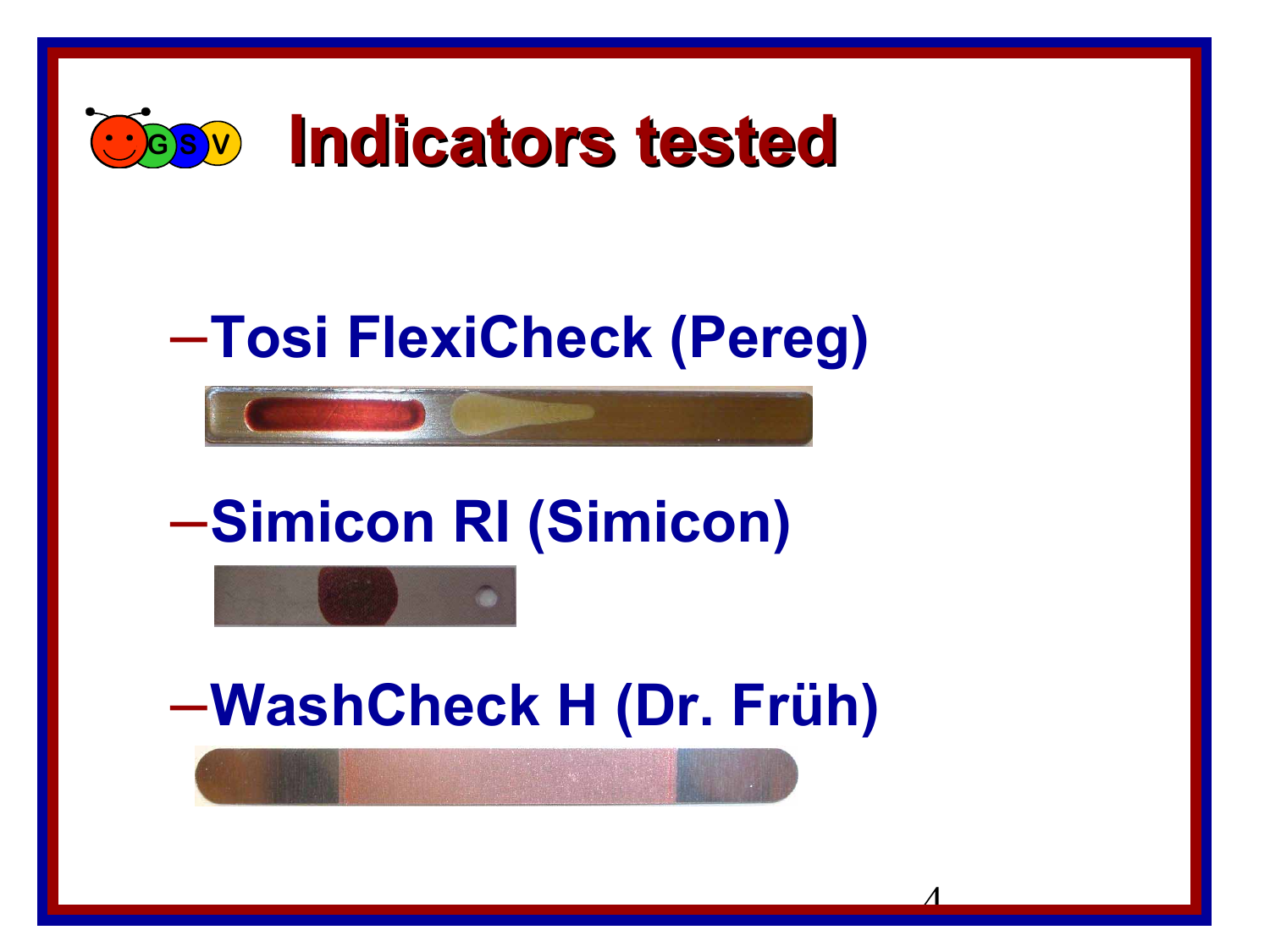# Indicators tested

- Tosi FlexiCheck (Pereg)
- Simicon RI (Simicon)
- WashCheck H (Dr. Früh)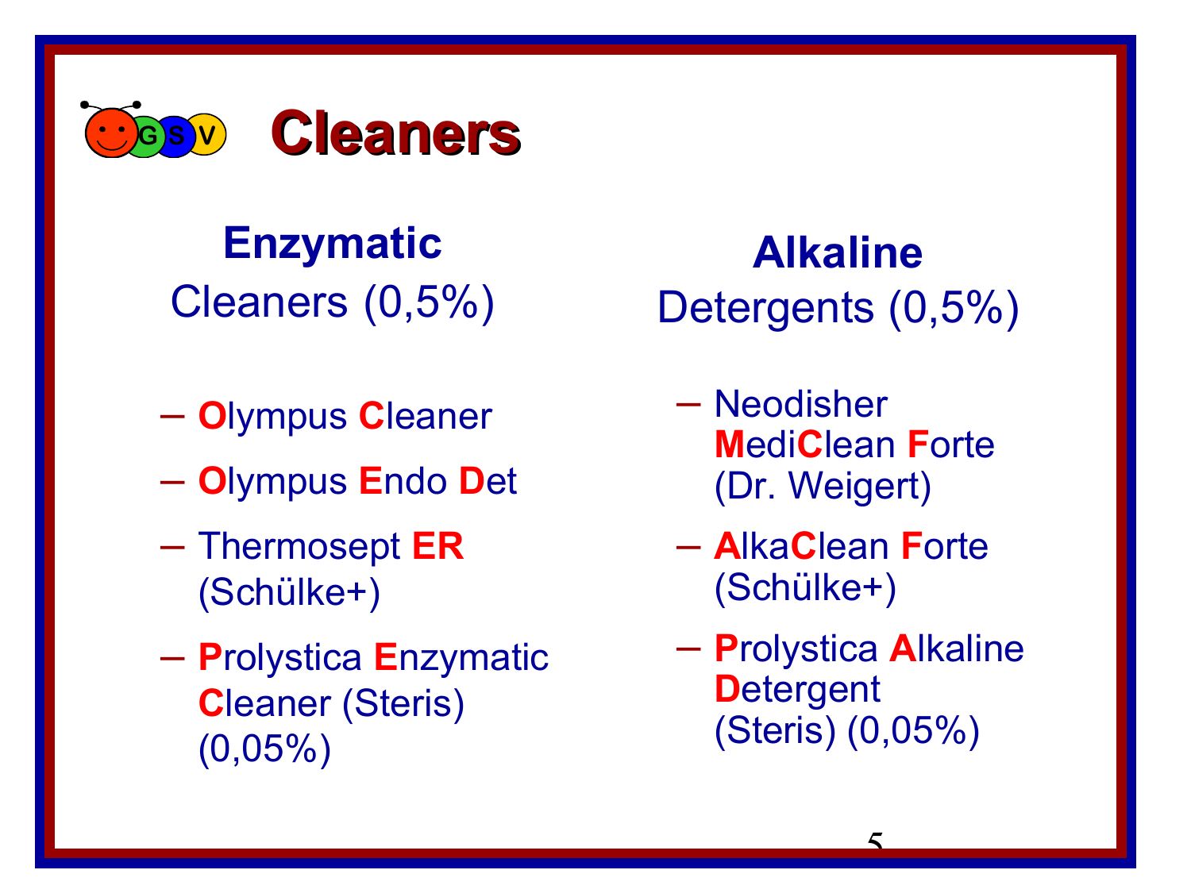# Cleaners

## Enzymatic

Cleaners (0,5%)

- Olympus Cleaner
- Olympus Endo Det
- Thermosept ER (Schülke+)
- Prolystica Enzymatic Cleaner (Steris) (0,05%)

## Alkaline

Detergents (0,5%)

- Neodisher MediClean Forte (Dr. Weigert)
- AlkaClean Forte (Schülke+)
- Prolystica Alkaline Detergent (Steris) (0,05%)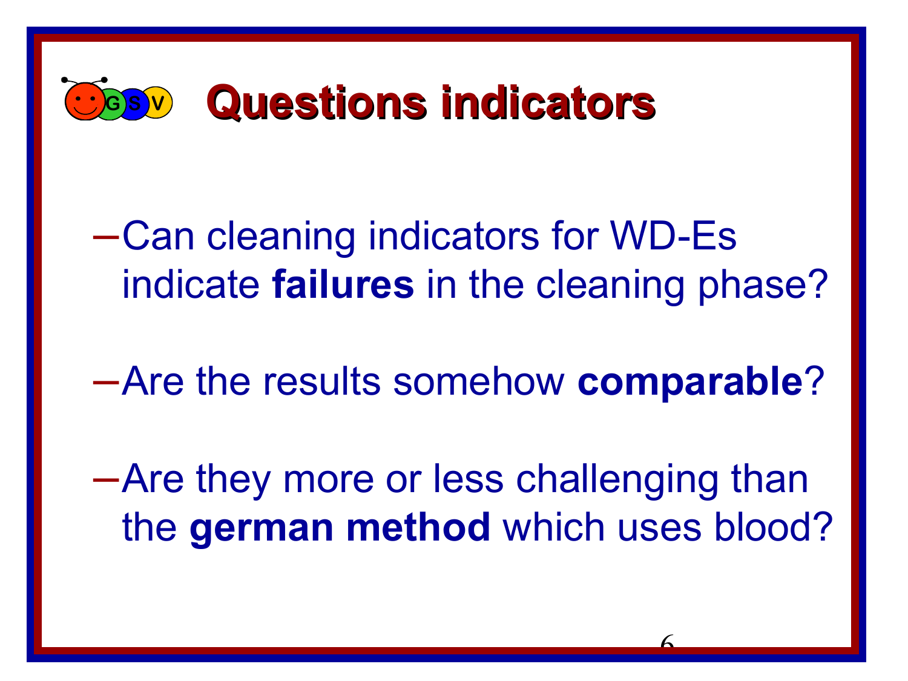# Questions indicators

- Can cleaning indicators for WD-Es indicate **failures** in the cleaning phase?

- Are the results somehow **comparable**?

- Are they more or less challenging than the **german method** which uses blood?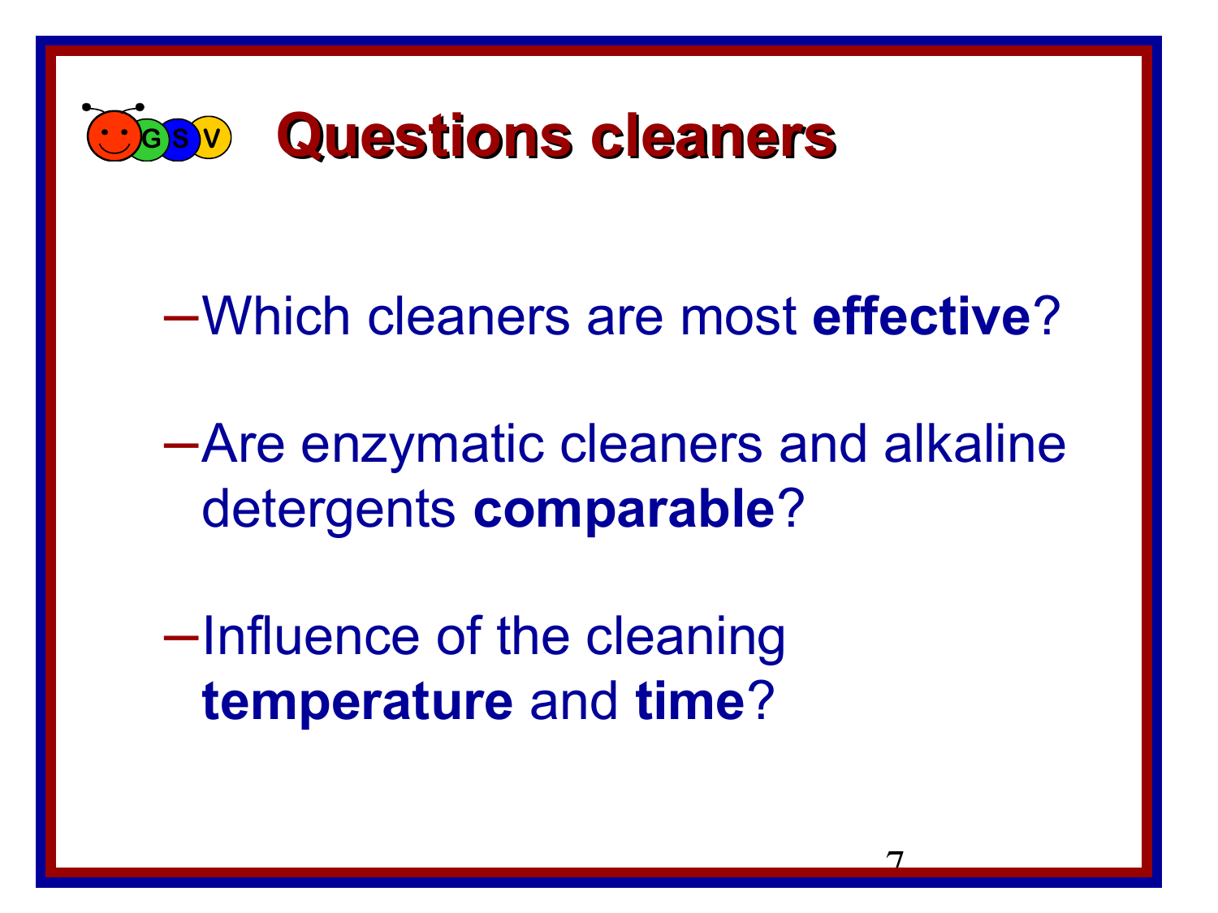# Questions cleaners

- Which cleaners are most **effective**?
- Are enzymatic cleaners and alkaline detergents **comparable**?
- Influence of the cleaning **temperature** and **time**?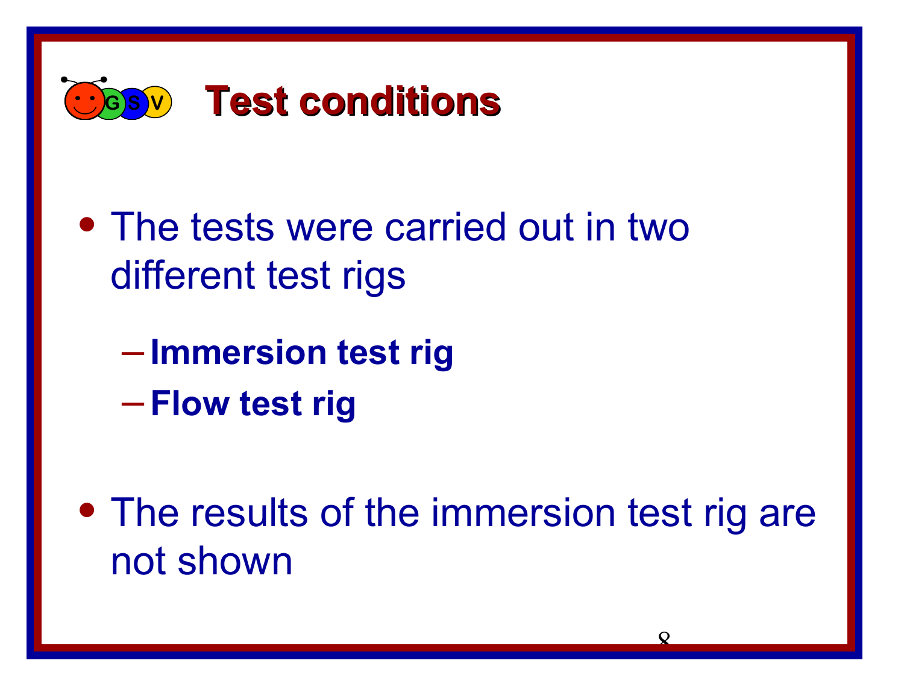# Test conditions

- The tests were carried out in two different test rigs
  - **Immersion test rig**
  - **Flow test rig**

- The results of the immersion test rig are not shown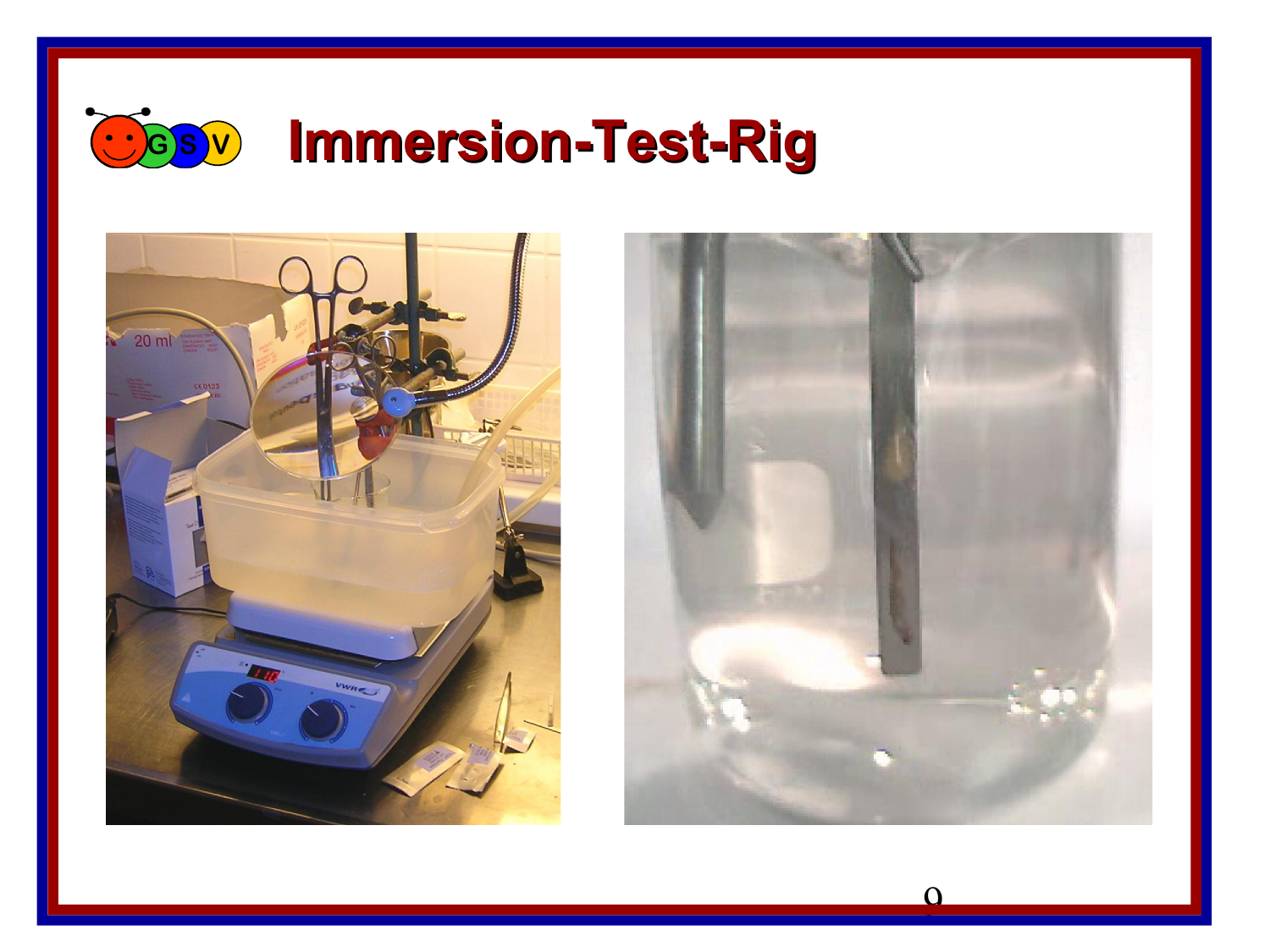# Immersion-Test-Rig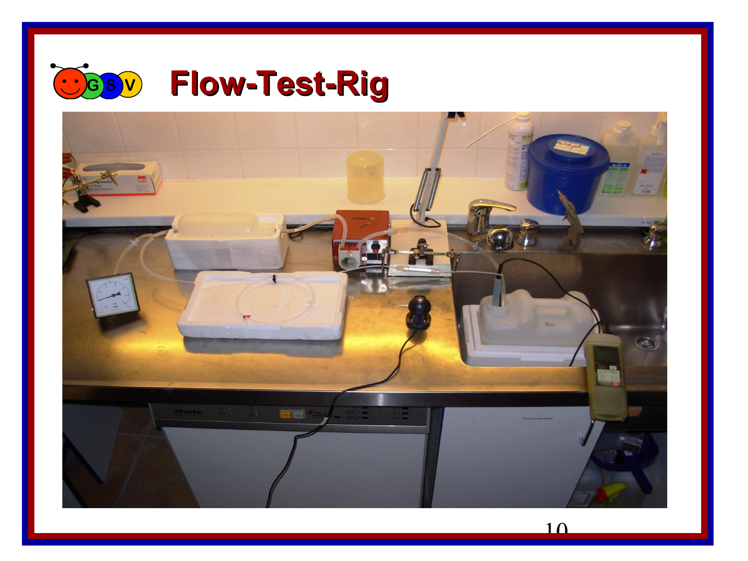# Flow-Test-Rig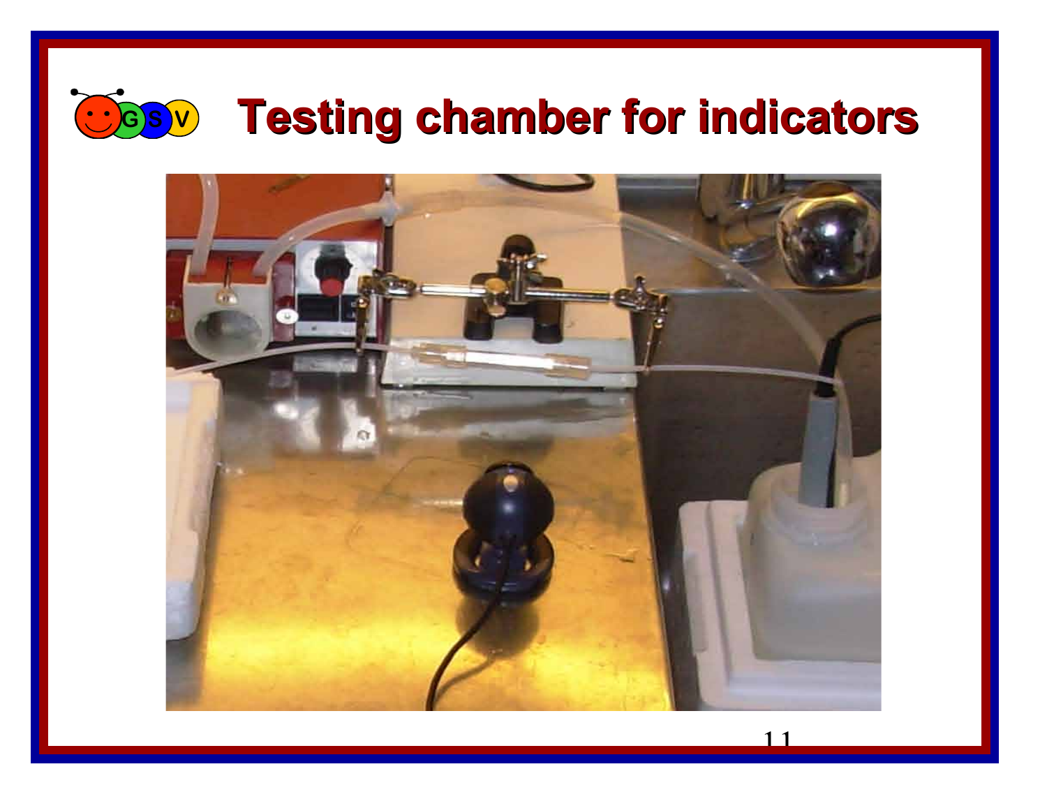# Testing chamber for indicators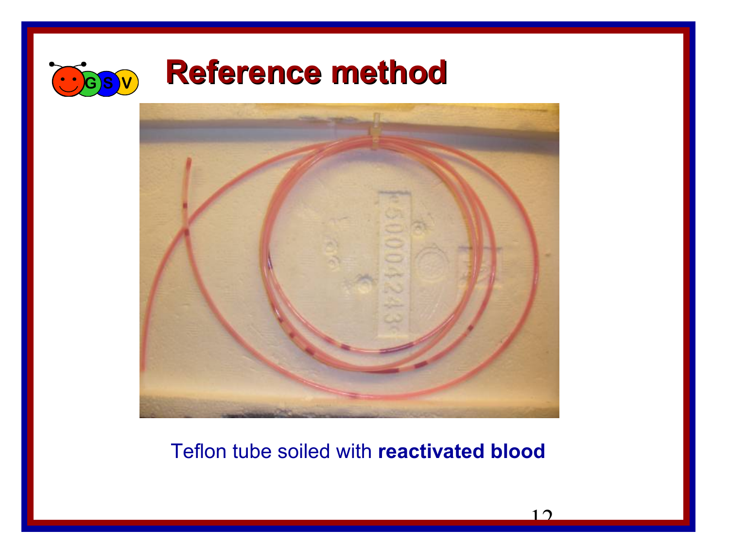# Reference method

Teflon tube soiled with **reactivated blood**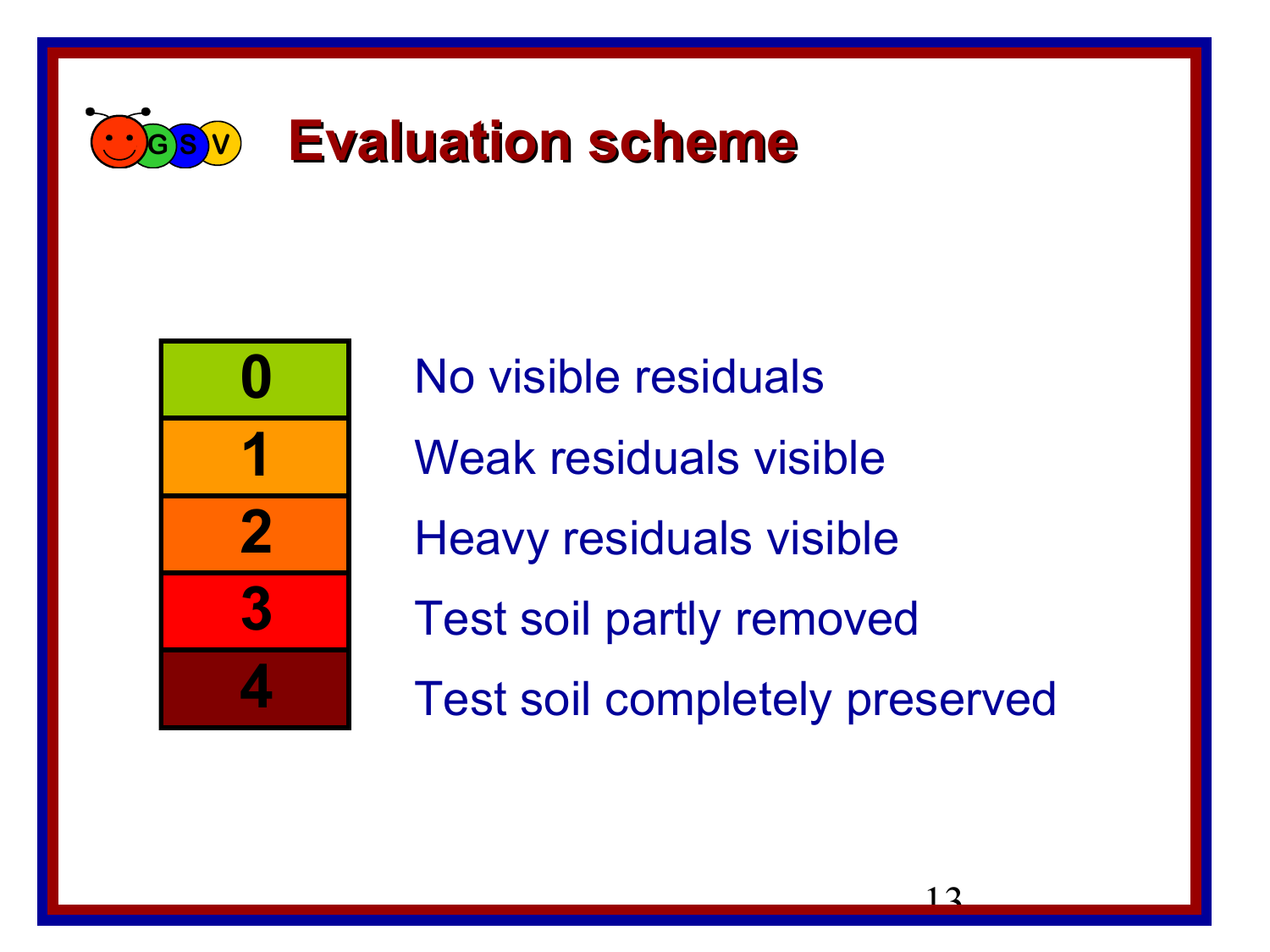# Evaluation scheme

| Score | Description |
|---|---|
| 0 | No visible residuals |
| 1 | Weak residuals visible |
| 2 | Heavy residuals visible |
| 3 | Test soil partly removed |
| 4 | Test soil completely preserved |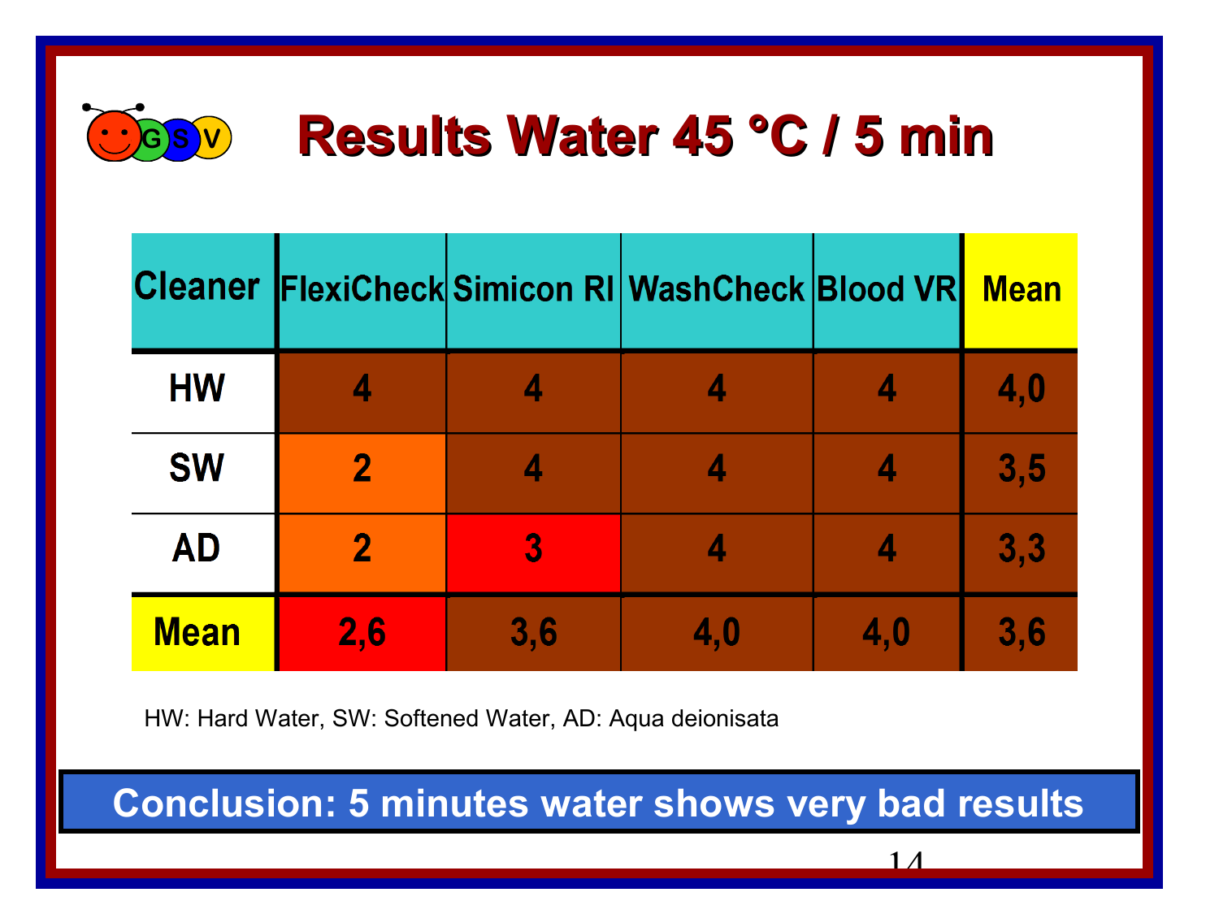# Results Water 45 °C / 5 min

| Cleaner | FlexiCheck | Simicon RI | WashCheck | Blood VR | Mean |
|---|---|---|---|---|---|
| HW | 4 | 4 | 4 | 4 | 4,0 |
| SW | 2 | 4 | 4 | 4 | 3,5 |
| AD | 2 | 3 | 4 | 4 | 3,3 |
| Mean | 2,6 | 3,6 | 4,0 | 4,0 | 3,6 |

HW: Hard Water, SW: Softened Water, AD: Aqua deionisata

**Conclusion: 5 minutes water shows very bad results**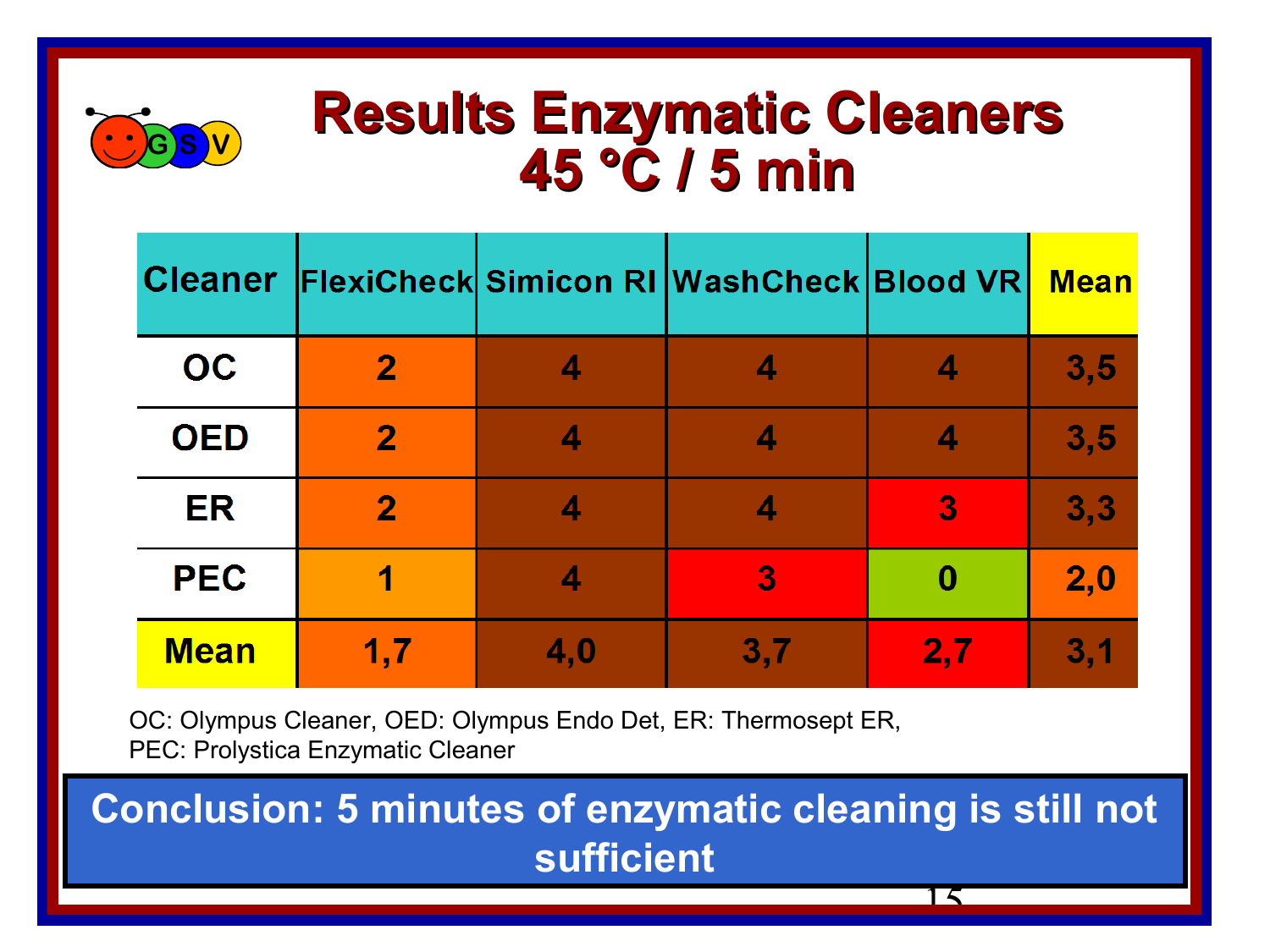# Results Enzymatic Cleaners 45 °C / 5 min

| Cleaner | FlexiCheck | Simicon RI | WashCheck | Blood VR | Mean |
|---|---|---|---|---|---|
| OC | 2 | 4 | 4 | 4 | 3,5 |
| OED | 2 | 4 | 4 | 4 | 3,5 |
| ER | 2 | 4 | 4 | 3 | 3,3 |
| PEC | 1 | 4 | 3 | 0 | 2,0 |
| Mean | 1,7 | 4,0 | 3,7 | 2,7 | 3,1 |

OC: Olympus Cleaner, OED: Olympus Endo Det, ER: Thermosept ER,
PEC: Prolystica Enzymatic Cleaner

**Conclusion: 5 minutes of enzymatic cleaning is still not sufficient**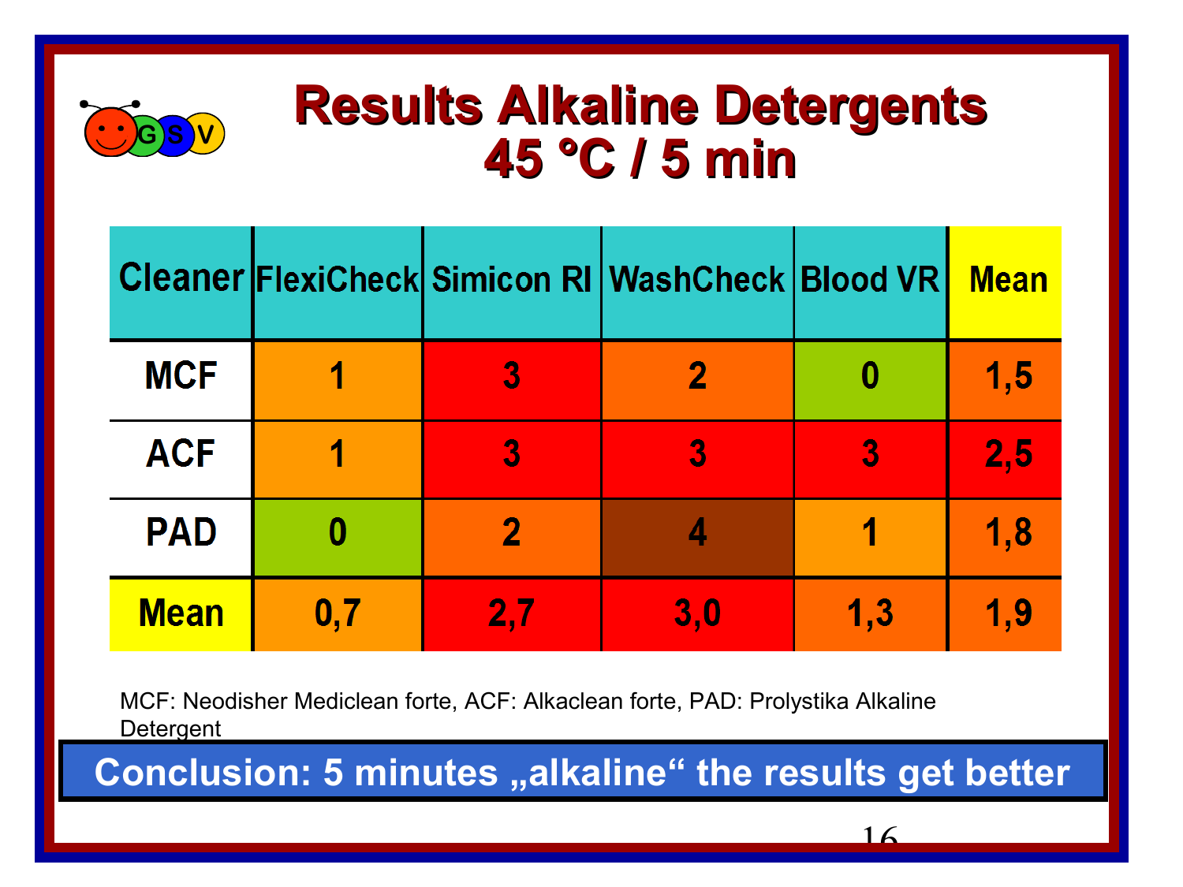# Results Alkaline Detergents 45 °C / 5 min

| Cleaner | FlexiCheck | Simicon RI | WashCheck | Blood VR | Mean |
|---|---|---|---|---|---|
| MCF | 1 | 3 | 2 | 0 | 1,5 |
| ACF | 1 | 3 | 3 | 3 | 2,5 |
| PAD | 0 | 2 | 4 | 1 | 1,8 |
| Mean | 0,7 | 2,7 | 3,0 | 1,3 | 1,9 |

MCF: Neodisher Mediclean forte, ACF: Alkaclean forte, PAD: Prolystika Alkaline Detergent

**Conclusion: 5 minutes „alkaline“ the results get better**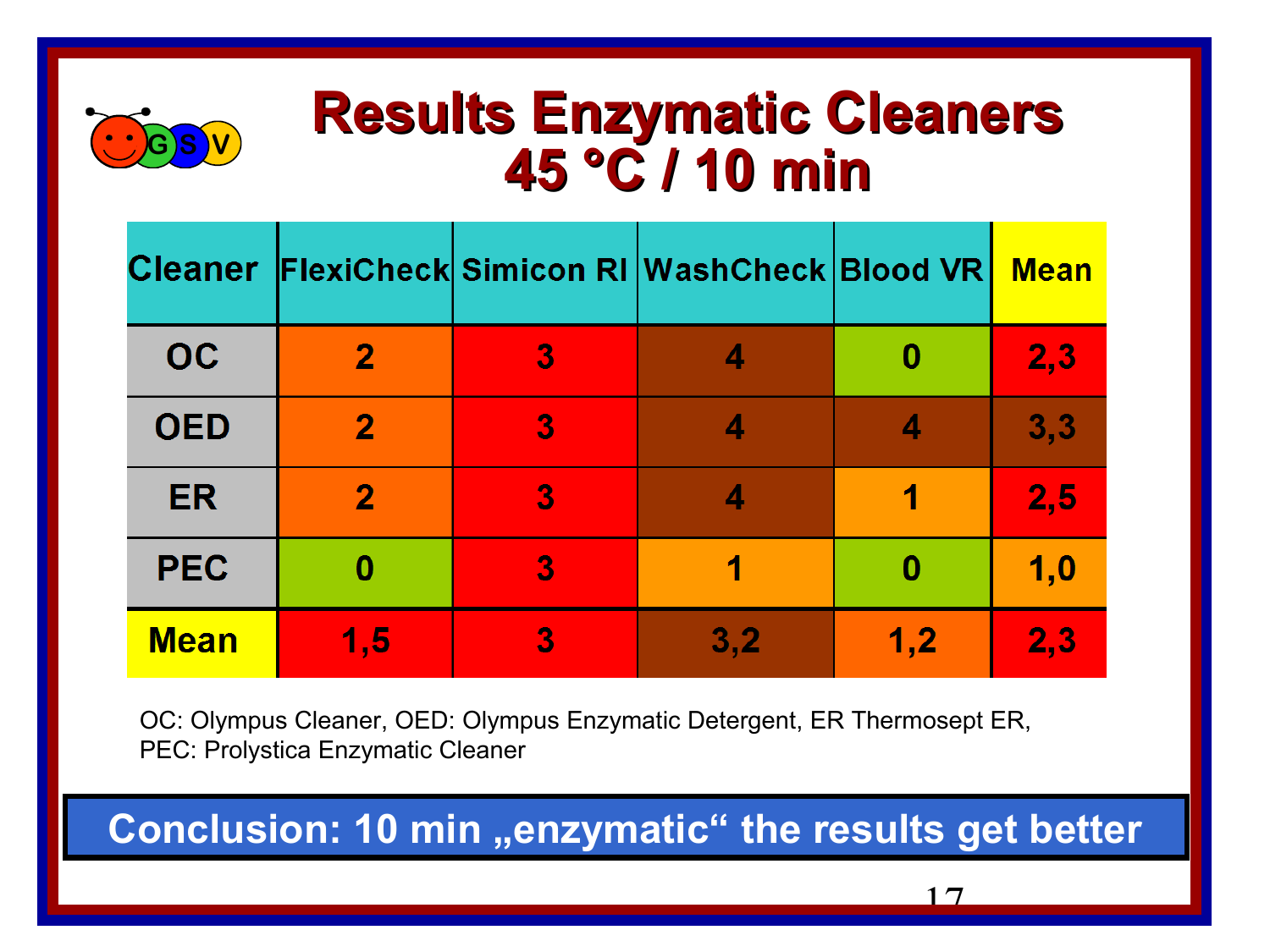# Results Enzymatic Cleaners 45 °C / 10 min

| Cleaner | FlexiCheck | Simicon RI | WashCheck | Blood VR | Mean |
|---|---|---|---|---|---|
| OC | 2 | 3 | 4 | 0 | 2,3 |
| OED | 2 | 3 | 4 | 4 | 3,3 |
| ER | 2 | 3 | 4 | 1 | 2,5 |
| PEC | 0 | 3 | 1 | 0 | 1,0 |
| Mean | 1,5 | 3 | 3,2 | 1,2 | 2,3 |

OC: Olympus Cleaner, OED: Olympus Enzymatic Detergent, ER Thermosept ER, PEC: Prolystica Enzymatic Cleaner

**Conclusion: 10 min „enzymatic“ the results get better**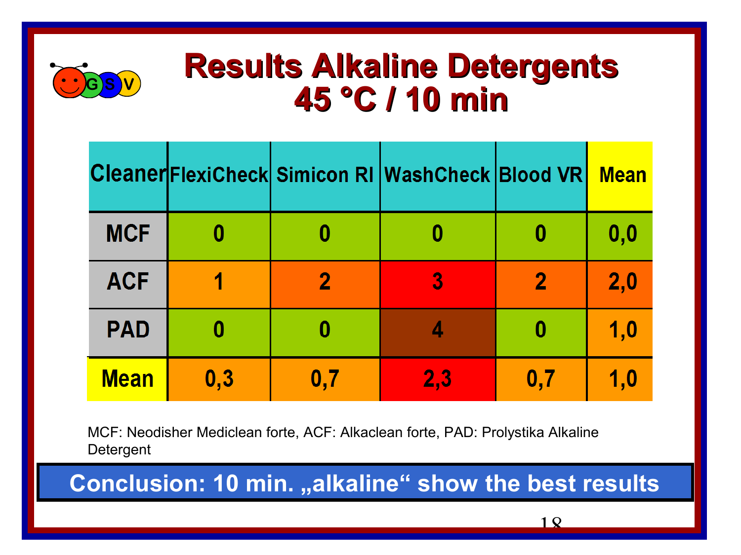# Results Alkaline Detergents 45 °C / 10 min

| Cleaner | FlexiCheck | Simicon RI | WashCheck | Blood VR | Mean |
|---|---|---|---|---|---|
| MCF | 0 | 0 | 0 | 0 | 0,0 |
| ACF | 1 | 2 | 3 | 2 | 2,0 |
| PAD | 0 | 0 | 4 | 0 | 1,0 |
| Mean | 0,3 | 0,7 | 2,3 | 0,7 | 1,0 |

MCF: Neodisher Mediclean forte, ACF: Alkaclean forte, PAD: Prolystika Alkaline Detergent

**Conclusion: 10 min. „alkaline“ show the best results**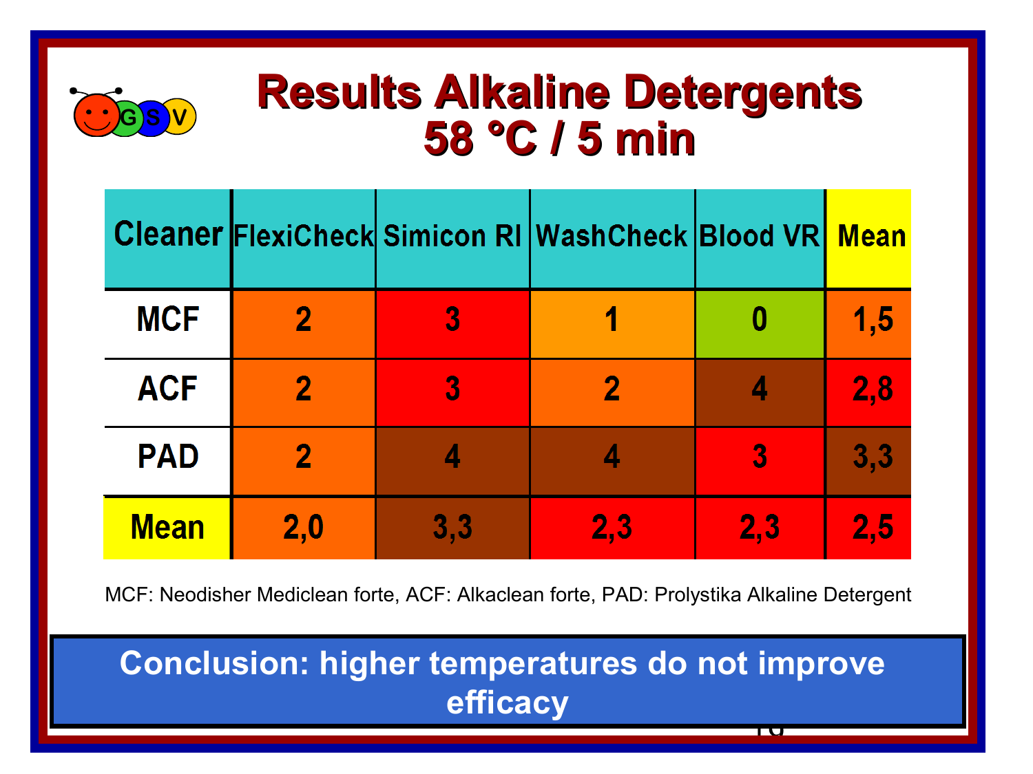# Results Alkaline Detergents 58 °C / 5 min

| Cleaner | FlexiCheck | Simicon RI | WashCheck | Blood VR | Mean |
|---|---|---|---|---|---|
| MCF | 2 | 3 | 1 | 0 | 1,5 |
| ACF | 2 | 3 | 2 | 4 | 2,8 |
| PAD | 2 | 4 | 4 | 3 | 3,3 |
| Mean | 2,0 | 3,3 | 2,3 | 2,3 | 2,5 |

MCF: Neodisher Mediclean forte, ACF: Alkaclean forte, PAD: Prolystika Alkaline Detergent

**Conclusion: higher temperatures do not improve efficacy**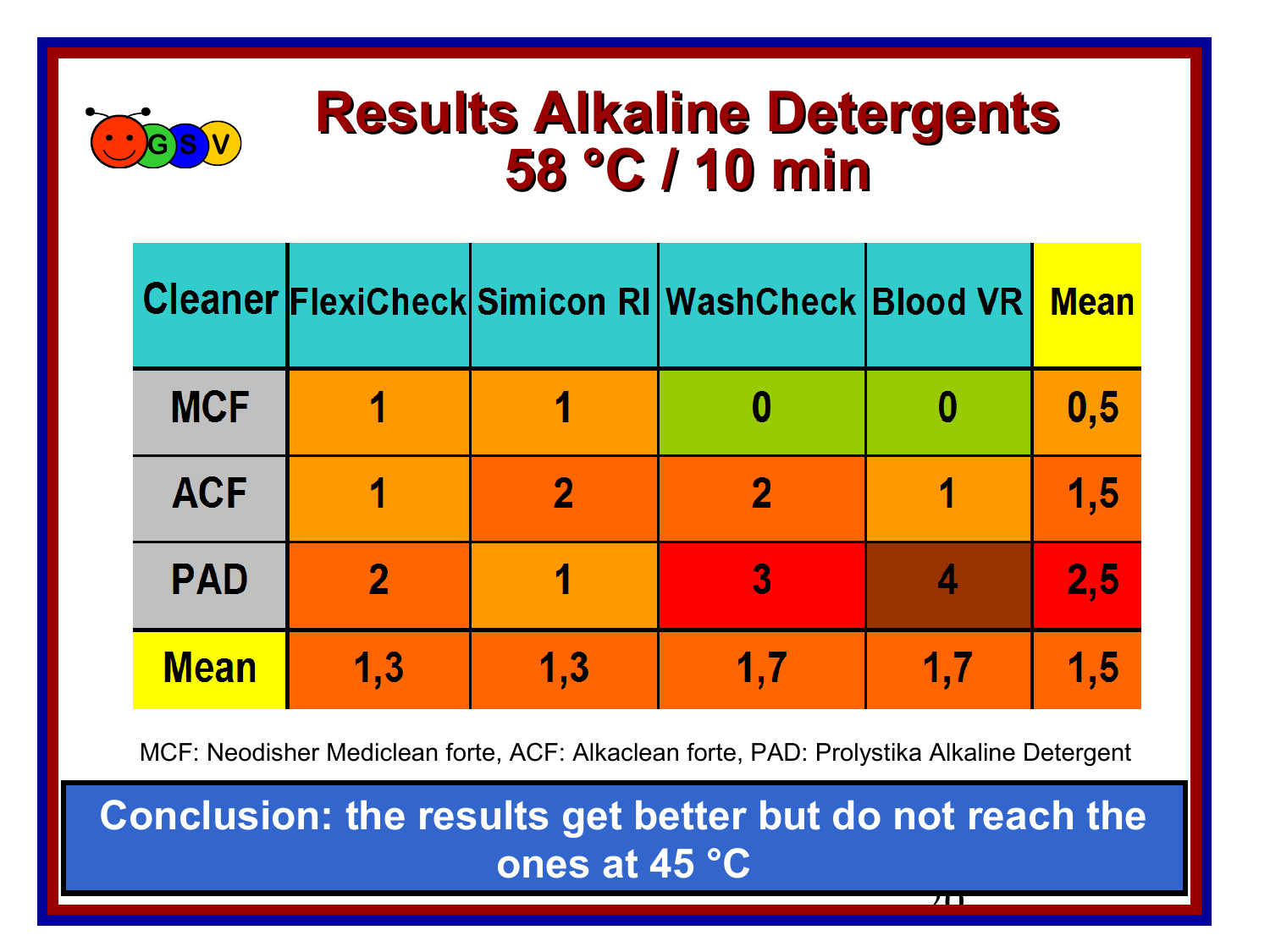# Results Alkaline Detergents
## 58 °C / 10 min

| Cleaner | FlexiCheck | Simicon RI | WashCheck | Blood VR | Mean |
|---|---|---|---|---|---|
| MCF | 1 | 1 | 0 | 0 | 0,5 |
| ACF | 1 | 2 | 2 | 1 | 1,5 |
| PAD | 2 | 1 | 3 | 4 | 2,5 |
| Mean | 1,3 | 1,3 | 1,7 | 1,7 | 1,5 |

MCF: Neodisher Mediclean forte, ACF: Alkaclean forte, PAD: Prolystika Alkaline Detergent

**Conclusion: the results get better but do not reach the ones at 45 °C**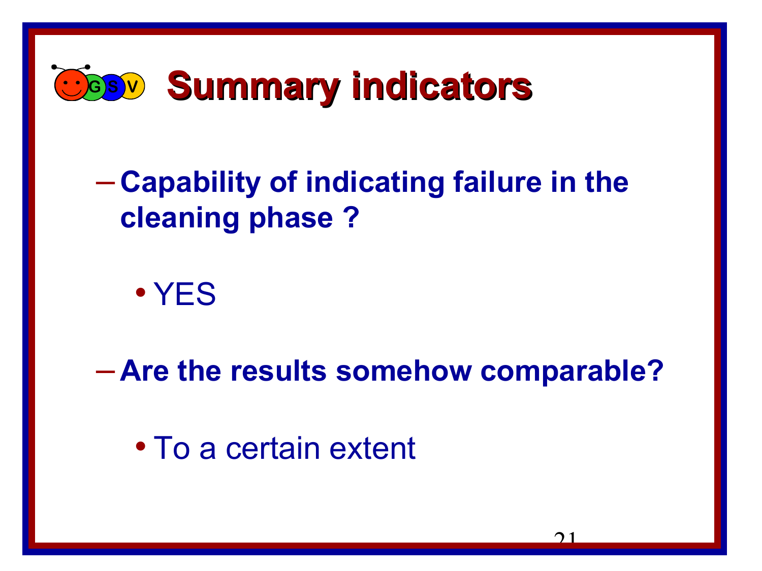# Summary indicators

- **Capability of indicating failure in the cleaning phase ?**
  - YES
- **Are the results somehow comparable?**
  - To a certain extent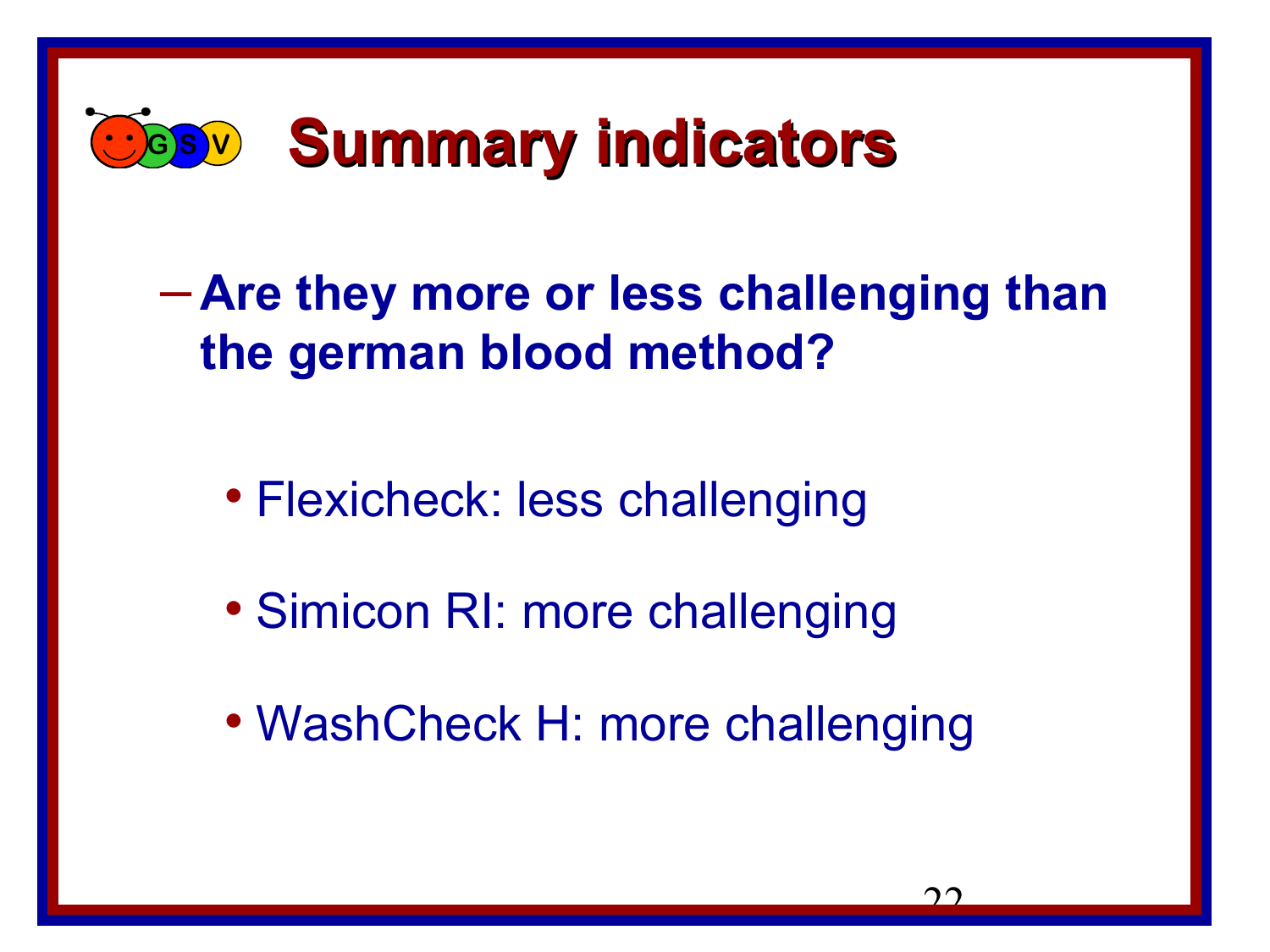# Summary indicators

- **Are they more or less challenging than the german blood method?**
  - Flexicheck: less challenging
  - Simicon RI: more challenging
  - WashCheck H: more challenging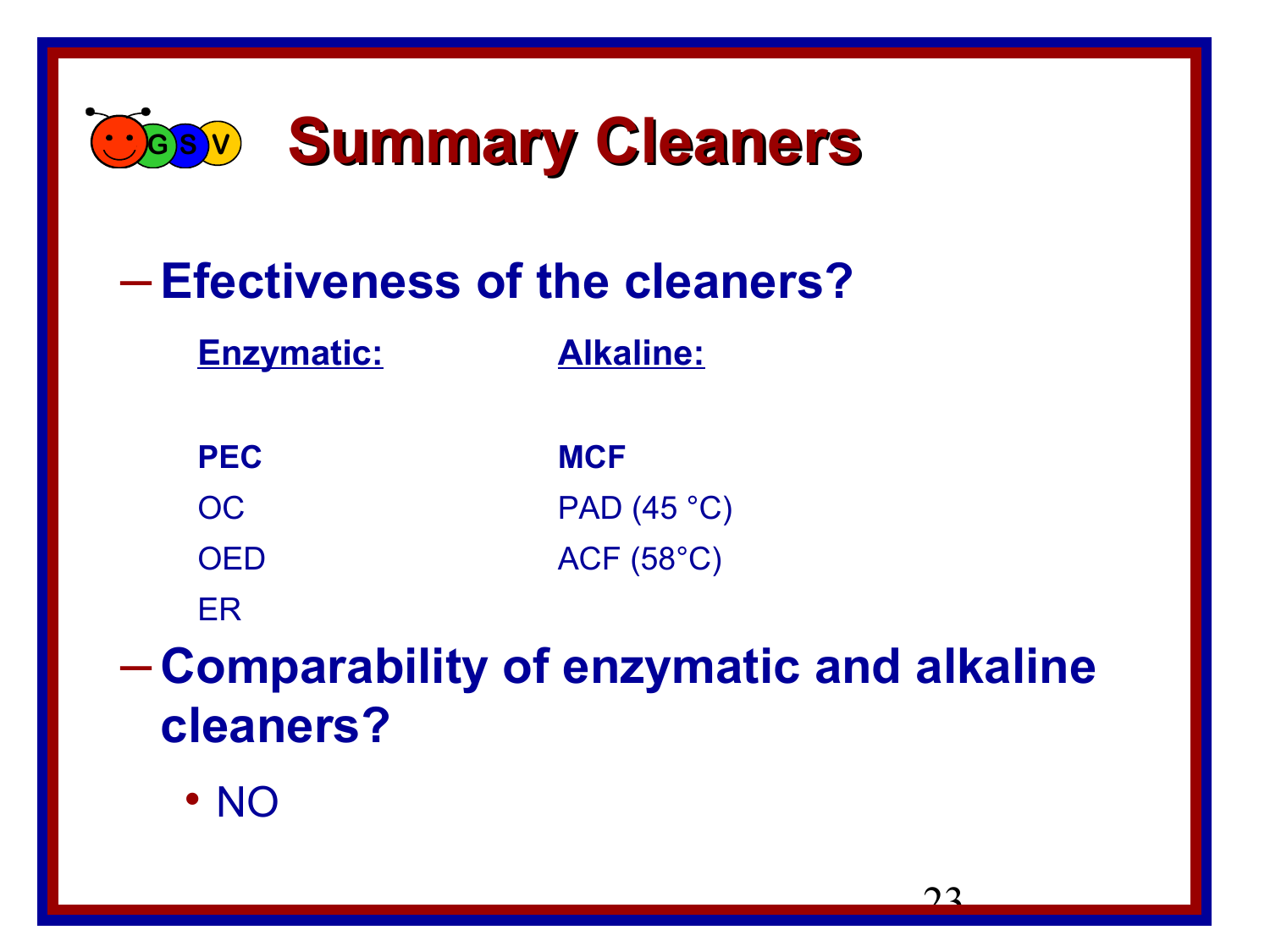# Summary Cleaners

– **Efectiveness of the cleaners?**

| Enzymatic: | Alkaline: |
|---|---|
| **PEC** | **MCF** |
| OC | PAD (45 °C) |
| OED | ACF (58°C) |
| ER | |

– **Comparability of enzymatic and alkaline cleaners?**

- NO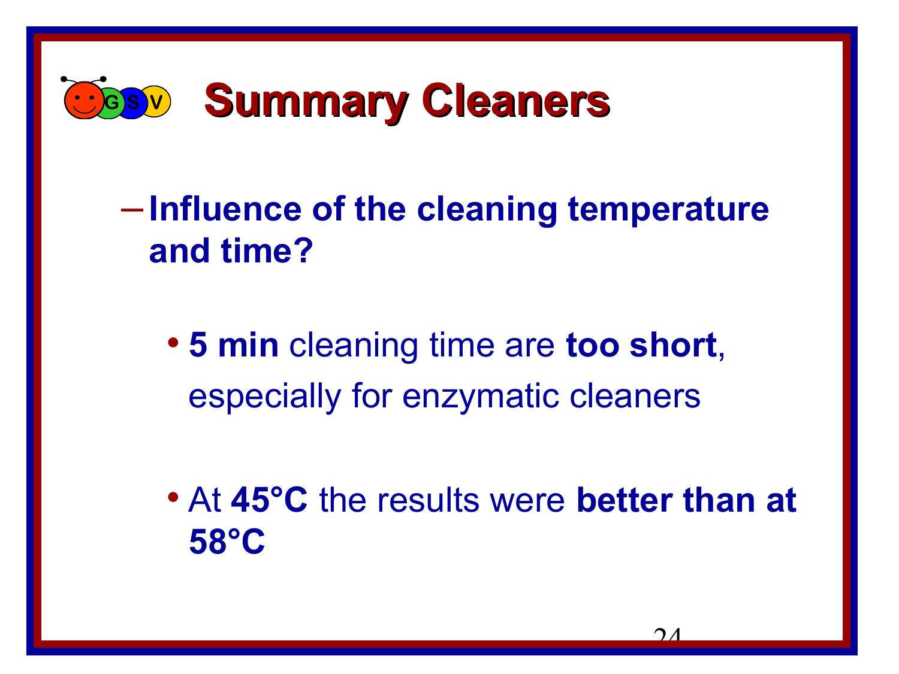# Summary Cleaners

- **Influence of the cleaning temperature and time?**

  - **5 min** cleaning time are **too short**, especially for enzymatic cleaners

  - At **45°C** the results were **better than at 58°C**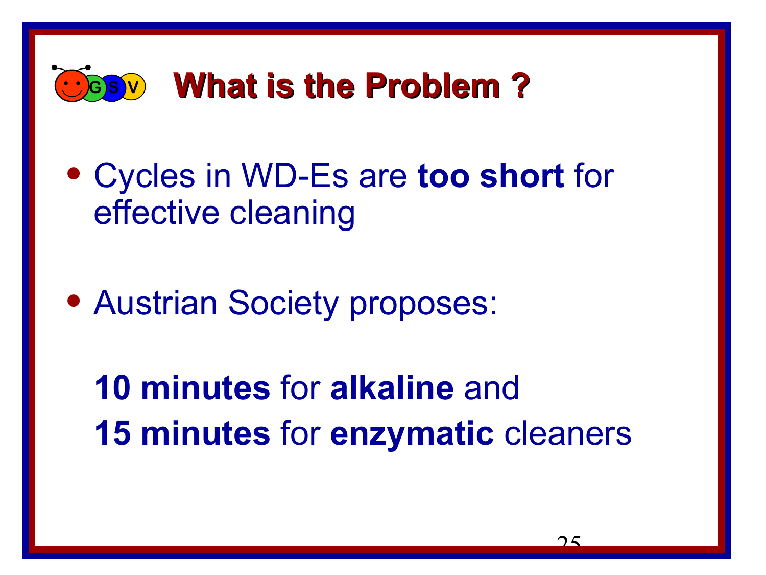# What is the Problem ?

- Cycles in WD-Es are **too short** for effective cleaning

- Austrian Society proposes:

  **10 minutes** for **alkaline** and
  **15 minutes** for **enzymatic** cleaners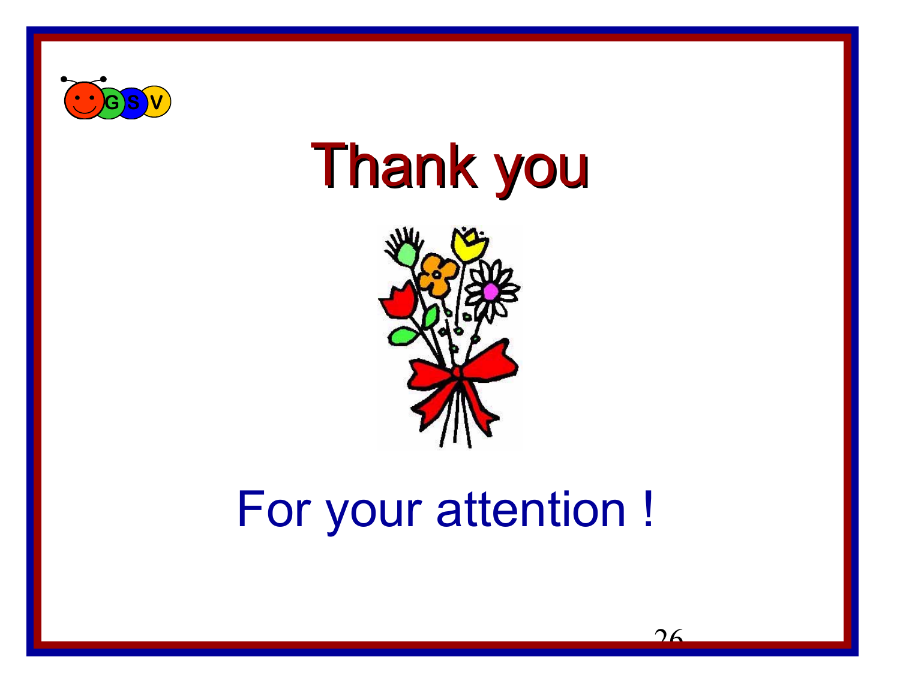# Thank you

For your attention !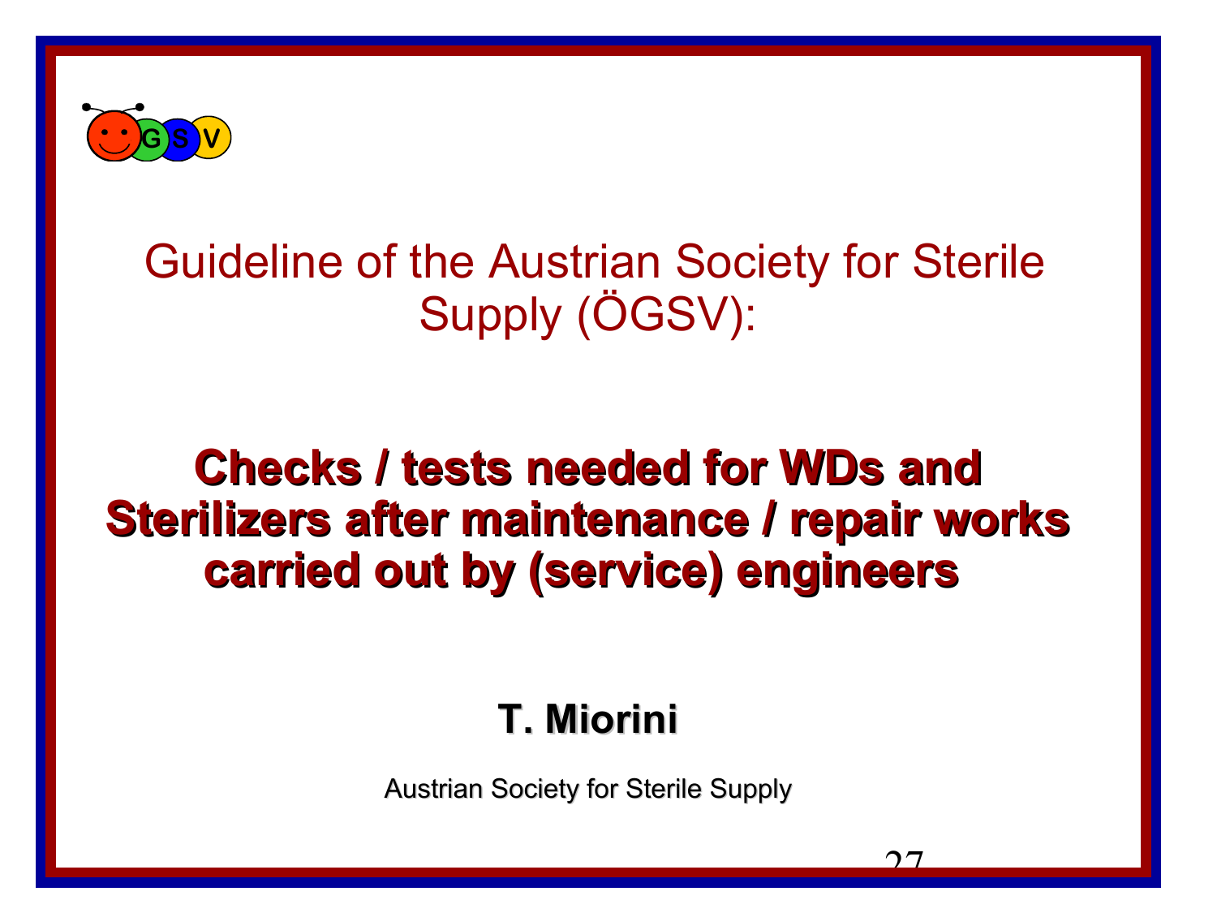Guideline of the Austrian Society for Sterile Supply (ÖGSV):

# Checks / tests needed for WDs and Sterilizers after maintenance / repair works carried out by (service) engineers

**T. Miorini**

Austrian Society for Sterile Supply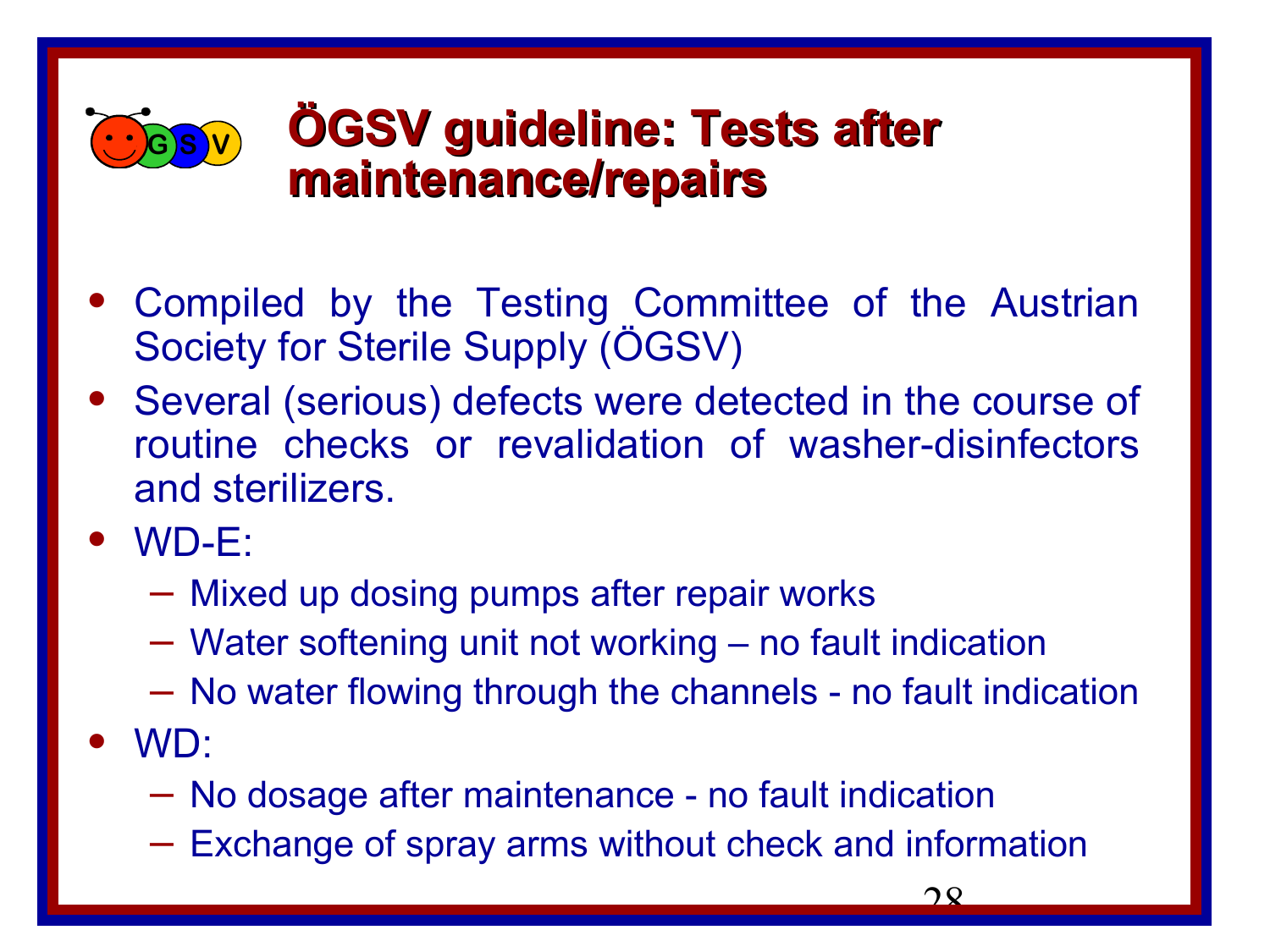# ÖGSV guideline: Tests after maintenance/repairs

- Compiled by the Testing Committee of the Austrian Society for Sterile Supply (ÖGSV)
- Several (serious) defects were detected in the course of routine checks or revalidation of washer-disinfectors and sterilizers.
- WD-E:
  - Mixed up dosing pumps after repair works
  - Water softening unit not working – no fault indication
  - No water flowing through the channels - no fault indication
- WD:
  - No dosage after maintenance - no fault indication
  - Exchange of spray arms without check and information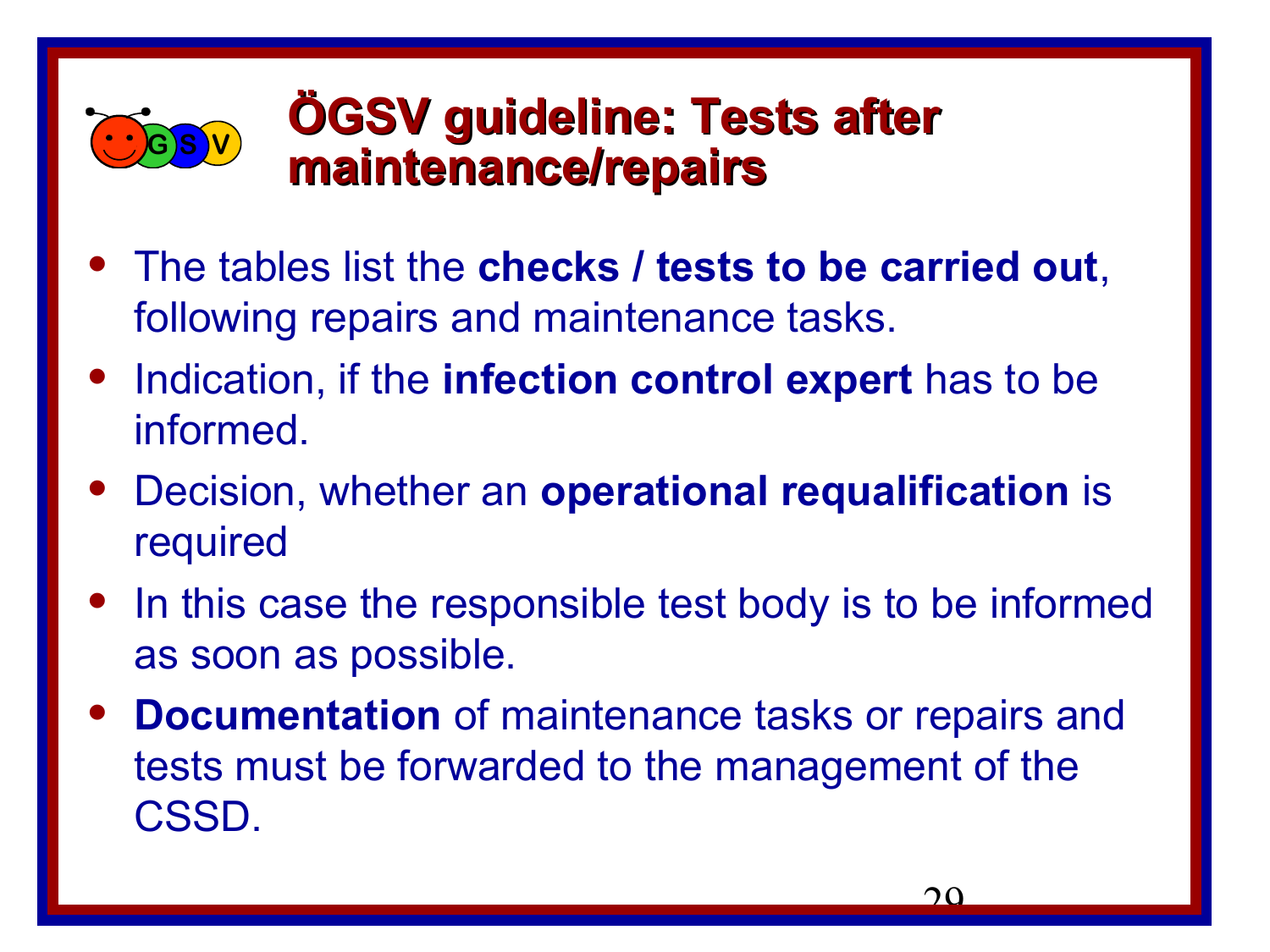# ÖGSV guideline: Tests after maintenance/repairs

- The tables list the **checks / tests to be carried out**, following repairs and maintenance tasks.
- Indication, if the **infection control expert** has to be informed.
- Decision, whether an **operational requalification** is required
- In this case the responsible test body is to be informed as soon as possible.
- **Documentation** of maintenance tasks or repairs and tests must be forwarded to the management of the CSSD.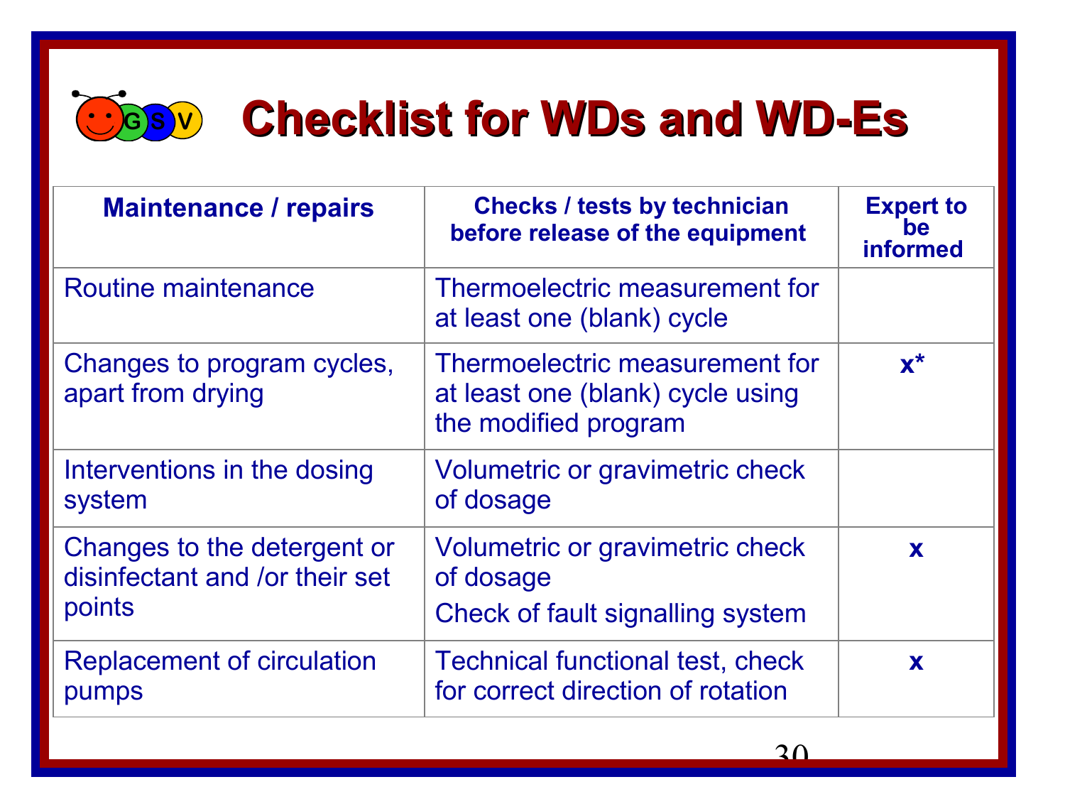# Checklist for WDs and WD-Es

| Maintenance / repairs | Checks / tests by technician before release of the equipment | Expert to be informed |
|---|---|---|
| Routine maintenance | Thermoelectric measurement for at least one (blank) cycle | |
| Changes to program cycles, apart from drying | Thermoelectric measurement for at least one (blank) cycle using the modified program | x* |
| Interventions in the dosing system | Volumetric or gravimetric check of dosage | |
| Changes to the detergent or disinfectant and /or their set points | Volumetric or gravimetric check of dosage<br>Check of fault signalling system | x |
| Replacement of circulation pumps | Technical functional test, check for correct direction of rotation | x |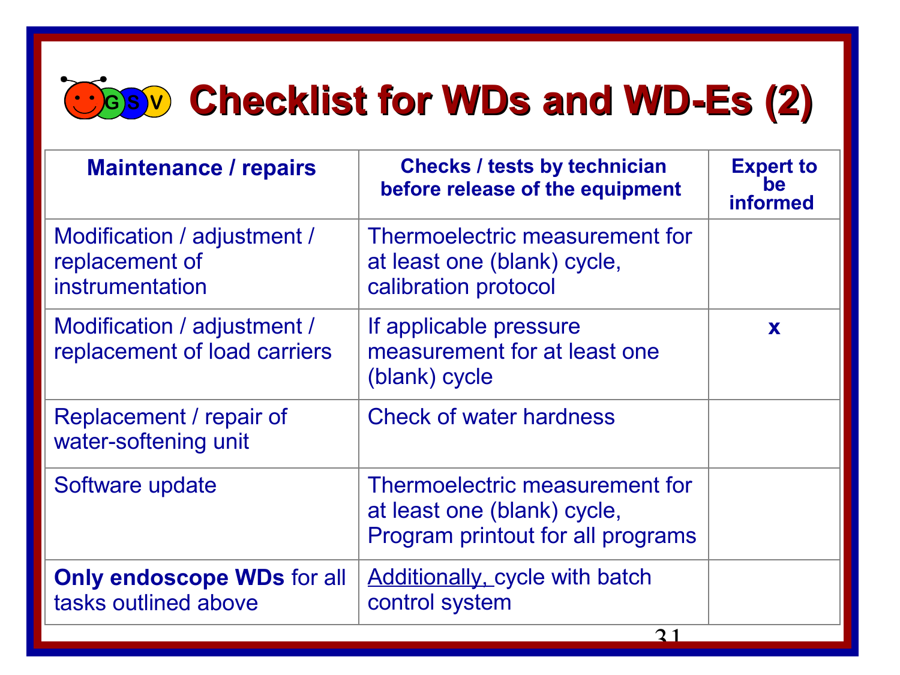# Checklist for WDs and WD-Es (2)

| Maintenance / repairs | Checks / tests by technician before release of the equipment | Expert to be informed |
|---|---|---|
| Modification / adjustment / replacement of instrumentation | Thermoelectric measurement for at least one (blank) cycle, calibration protocol | |
| Modification / adjustment / replacement of load carriers | If applicable pressure measurement for at least one (blank) cycle | x |
| Replacement / repair of water-softening unit | Check of water hardness | |
| Software update | Thermoelectric measurement for at least one (blank) cycle, Program printout for all programs | |
| **Only endoscope WDs** for all tasks outlined above | <u>Additionally,</u> cycle with batch control system | |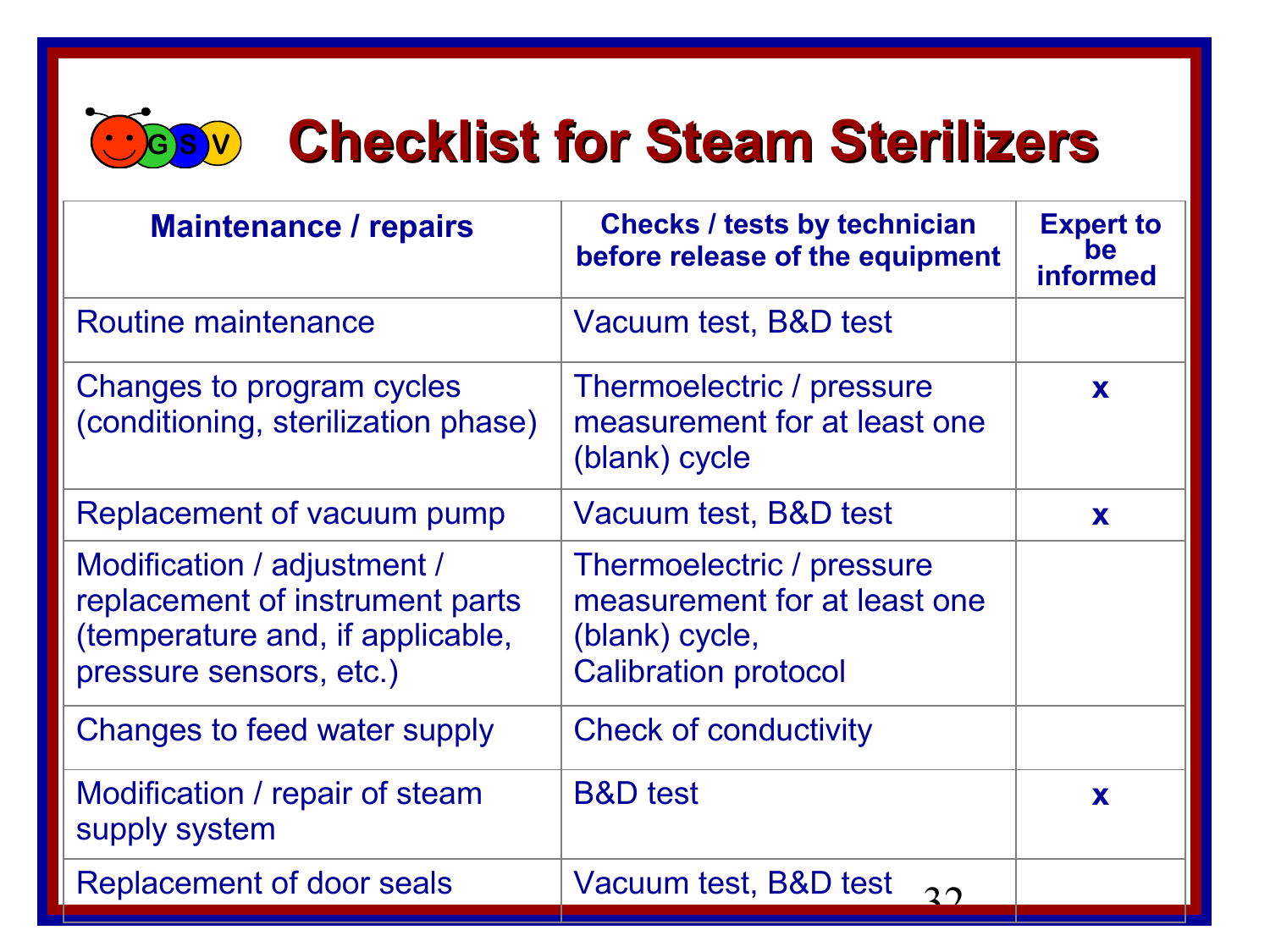# Checklist for Steam Sterilizers

| Maintenance / repairs | Checks / tests by technician before release of the equipment | Expert to be informed |
| --- | --- | --- |
| Routine maintenance | Vacuum test, B&D test | |
| Changes to program cycles (conditioning, sterilization phase) | Thermoelectric / pressure measurement for at least one (blank) cycle | x |
| Replacement of vacuum pump | Vacuum test, B&D test | x |
| Modification / adjustment / replacement of instrument parts (temperature and, if applicable, pressure sensors, etc.) | Thermoelectric / pressure measurement for at least one (blank) cycle, Calibration protocol | |
| Changes to feed water supply | Check of conductivity | |
| Modification / repair of steam supply system | B&D test | x |
| Replacement of door seals | Vacuum test, B&D test | |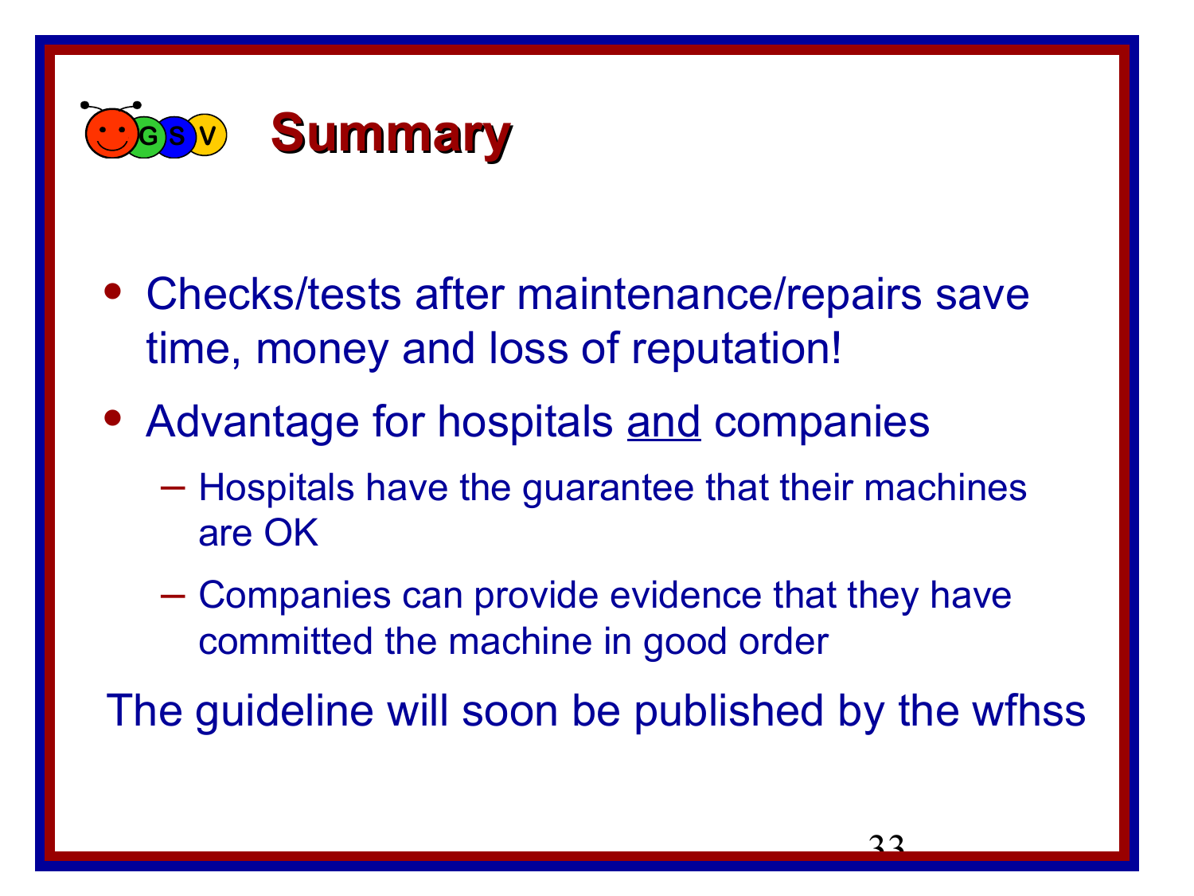# Summary

- Checks/tests after maintenance/repairs save time, money and loss of reputation!
- Advantage for hospitals <u>and</u> companies
  - Hospitals have the guarantee that their machines are OK
  - Companies can provide evidence that they have committed the machine in good order

The guideline will soon be published by the wfhss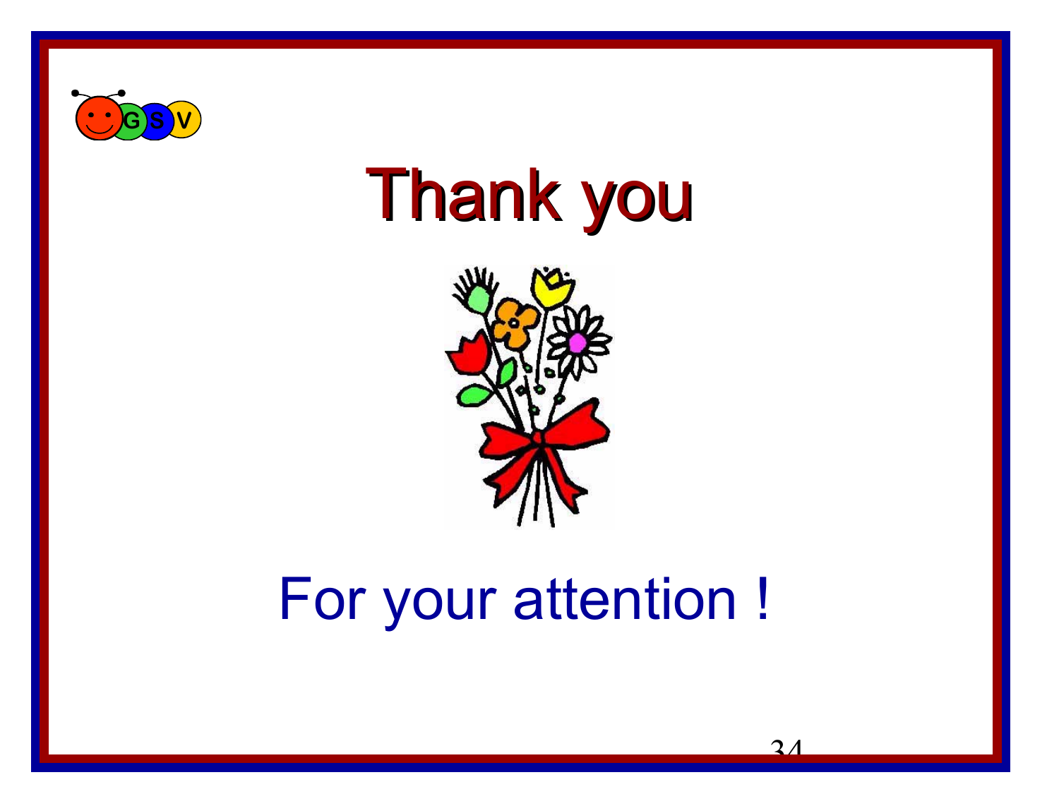# Thank you

For your attention !